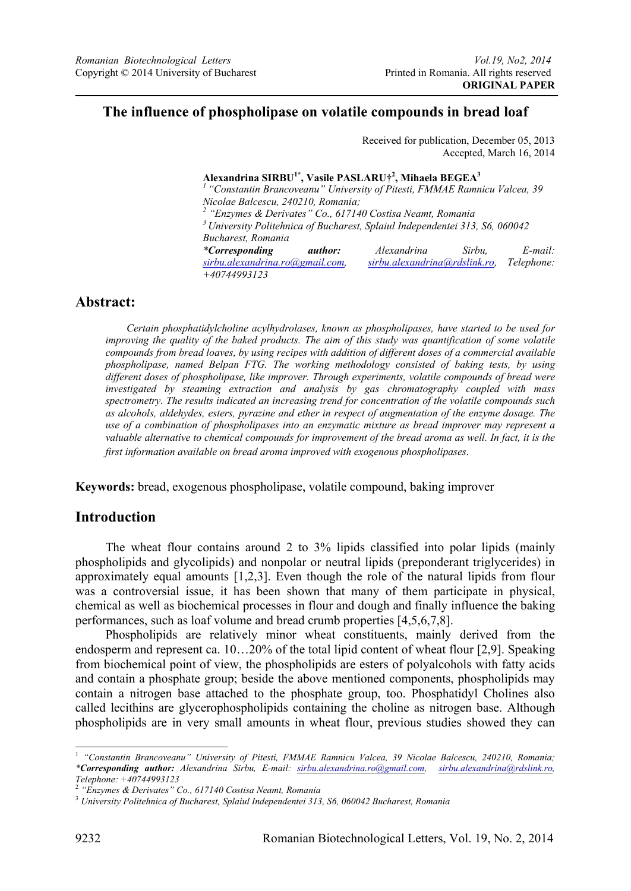**ORIGINAL PAPER**

# The influence of phospholipase on volatile compounds in bread loaf

Received for publication, December 05, 2013
Accepted, March 16, 2014

**Alexandrina SIRBU[1*], Vasile PASLARU†[2], Mihaela BEGEA[3]**

[1] *"Constantin Brancoveanu" University of Pitesti, FMMAE Ramnicu Valcea, 39 Nicolae Balcescu, 240210, Romania;*
[2] *"Enzymes & Derivates" Co., 617140 Costisa Neamt, Romania*
[3] *University Politehnica of Bucharest, Splaiul Independentei 313, S6, 060042 Bucharest, Romania*
***Corresponding author:** Alexandrina Sirbu, E-mail: sirbu.alexandrina.ro@gmail.com, sirbu.alexandrina@rdslink.ro, Telephone: +40744993123*

## Abstract:

*Certain phosphatidylcholine acylhydrolases, known as phospholipases, have started to be used for improving the quality of the baked products. The aim of this study was quantification of some volatile compounds from bread loaves, by using recipes with addition of different doses of a commercial available phospholipase, named Belpan FTG. The working methodology consisted of baking tests, by using different doses of phospholipase, like improver. Through experiments, volatile compounds of bread were investigated by steaming extraction and analysis by gas chromatography coupled with mass spectrometry. The results indicated an increasing trend for concentration of the volatile compounds such as alcohols, aldehydes, esters, pyrazine and ether in respect of augmentation of the enzyme dosage. The use of a combination of phospholipases into an enzymatic mixture as bread improver may represent a valuable alternative to chemical compounds for improvement of the bread aroma as well. In fact, it is the first information available on bread aroma improved with exogenous phospholipases.*

**Keywords:** bread, exogenous phospholipase, volatile compound, baking improver

## Introduction

The wheat flour contains around 2 to 3% lipids classified into polar lipids (mainly phospholipids and glycolipids) and nonpolar or neutral lipids (preponderant triglycerides) in approximately equal amounts [1,2,3]. Even though the role of the natural lipids from flour was a controversial issue, it has been shown that many of them participate in physical, chemical as well as biochemical processes in flour and dough and finally influence the baking performances, such as loaf volume and bread crumb properties [4,5,6,7,8].

Phospholipids are relatively minor wheat constituents, mainly derived from the endosperm and represent ca. 10…20% of the total lipid content of wheat flour [2,9]. Speaking from biochemical point of view, the phospholipids are esters of polyalcohols with fatty acids and contain a phosphate group; beside the above mentioned components, phospholipids may contain a nitrogen base attached to the phosphate group, too. Phosphatidyl Cholines also called lecithins are glycerophospholipids containing the choline as nitrogen base. Although phospholipids are in very small amounts in wheat flour, previous studies showed they can

---

[1] *"Constantin Brancoveanu" University of Pitesti, FMMAE Ramnicu Valcea, 39 Nicolae Balcescu, 240210, Romania;* ***Corresponding author:** Alexandrina Sirbu, E-mail: sirbu.alexandrina.ro@gmail.com, sirbu.alexandrina@rdslink.ro, Telephone: +40744993123*
[2] *"Enzymes & Derivates" Co., 617140 Costisa Neamt, Romania*
[3] *University Politehnica of Bucharest, Splaiul Independentei 313, S6, 060042 Bucharest, Romania*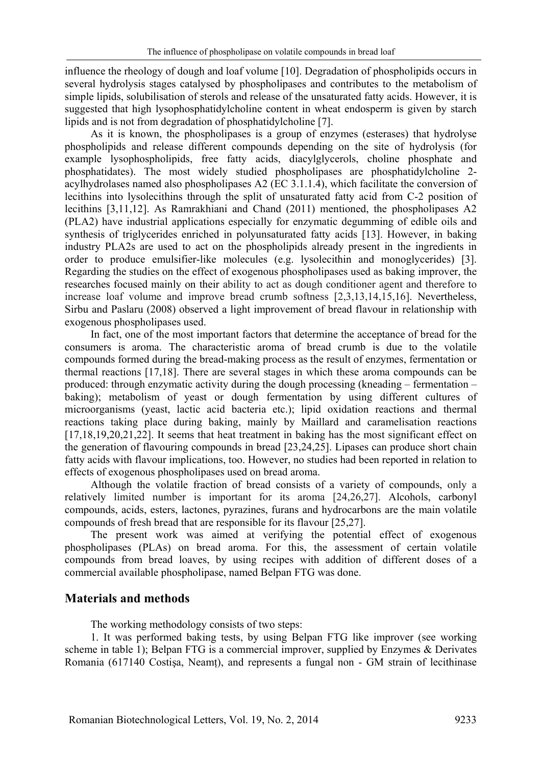influence the rheology of dough and loaf volume [10]. Degradation of phospholipids occurs in several hydrolysis stages catalysed by phospholipases and contributes to the metabolism of simple lipids, solubilisation of sterols and release of the unsaturated fatty acids. However, it is suggested that high lysophosphatidylcholine content in wheat endosperm is given by starch lipids and is not from degradation of phosphatidylcholine [7].

As it is known, the phospholipases is a group of enzymes (esterases) that hydrolyse phospholipids and release different compounds depending on the site of hydrolysis (for example lysophospholipids, free fatty acids, diacylglycerols, choline phosphate and phosphatidates). The most widely studied phospholipases are phosphatidylcholine 2-acylhydrolases named also phospholipases A2 (EC 3.1.1.4), which facilitate the conversion of lecithins into lysolecithins through the split of unsaturated fatty acid from C-2 position of lecithins [3,11,12]. As Ramrakhiani and Chand (2011) mentioned, the phospholipases A2 (PLA2) have industrial applications especially for enzymatic degumming of edible oils and synthesis of triglycerides enriched in polyunsaturated fatty acids [13]. However, in baking industry PLA2s are used to act on the phospholipids already present in the ingredients in order to produce emulsifier-like molecules (e.g. lysolecithin and monoglycerides) [3]. Regarding the studies on the effect of exogenous phospholipases used as baking improver, the researches focused mainly on their ability to act as dough conditioner agent and therefore to increase loaf volume and improve bread crumb softness [2,3,13,14,15,16]. Nevertheless, Sirbu and Paslaru (2008) observed a light improvement of bread flavour in relationship with exogenous phospholipases used.

In fact, one of the most important factors that determine the acceptance of bread for the consumers is aroma. The characteristic aroma of bread crumb is due to the volatile compounds formed during the bread-making process as the result of enzymes, fermentation or thermal reactions [17,18]. There are several stages in which these aroma compounds can be produced: through enzymatic activity during the dough processing (kneading – fermentation – baking); metabolism of yeast or dough fermentation by using different cultures of microorganisms (yeast, lactic acid bacteria etc.); lipid oxidation reactions and thermal reactions taking place during baking, mainly by Maillard and caramelisation reactions [17,18,19,20,21,22]. It seems that heat treatment in baking has the most significant effect on the generation of flavouring compounds in bread [23,24,25]. Lipases can produce short chain fatty acids with flavour implications, too. However, no studies had been reported in relation to effects of exogenous phospholipases used on bread aroma.

Although the volatile fraction of bread consists of a variety of compounds, only a relatively limited number is important for its aroma [24,26,27]. Alcohols, carbonyl compounds, acids, esters, lactones, pyrazines, furans and hydrocarbons are the main volatile compounds of fresh bread that are responsible for its flavour [25,27].

The present work was aimed at verifying the potential effect of exogenous phospholipases (PLAs) on bread aroma. For this, the assessment of certain volatile compounds from bread loaves, by using recipes with addition of different doses of a commercial available phospholipase, named Belpan FTG was done.

## Materials and methods

The working methodology consists of two steps:

1. It was performed baking tests, by using Belpan FTG like improver (see working scheme in table 1); Belpan FTG is a commercial improver, supplied by Enzymes & Derivates Romania (617140 Costişa, Neamţ), and represents a fungal non - GM strain of lecithinase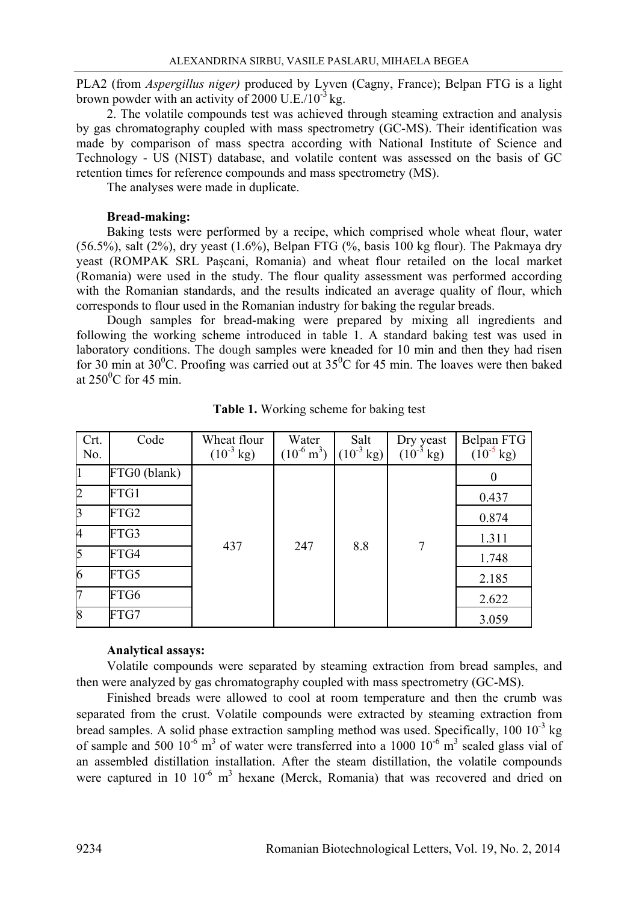PLA2 (from *Aspergillus niger)* produced by Lyven (Cagny, France); Belpan FTG is a light brown powder with an activity of 2000 U.E./$10^{-3}$ kg.

2. The volatile compounds test was achieved through steaming extraction and analysis by gas chromatography coupled with mass spectrometry (GC-MS). Their identification was made by comparison of mass spectra according with National Institute of Science and Technology - US (NIST) database, and volatile content was assessed on the basis of GC retention times for reference compounds and mass spectrometry (MS).

The analyses were made in duplicate.

**Bread-making:**

Baking tests were performed by a recipe, which comprised whole wheat flour, water (56.5%), salt (2%), dry yeast (1.6%), Belpan FTG (%, basis 100 kg flour). The Pakmaya dry yeast (ROMPAK SRL Paşcani, Romania) and wheat flour retailed on the local market (Romania) were used in the study. The flour quality assessment was performed according with the Romanian standards, and the results indicated an average quality of flour, which corresponds to flour used in the Romanian industry for baking the regular breads.

Dough samples for bread-making were prepared by mixing all ingredients and following the working scheme introduced in table 1. A standard baking test was used in laboratory conditions. The dough samples were kneaded for 10 min and then they had risen for 30 min at $30^0$C. Proofing was carried out at $35^0$C for 45 min. The loaves were then baked at $250^0$C for 45 min.

**Table 1.** Working scheme for baking test

| Crt. No. | Code | Wheat flour ($10^{-3}$ kg) | Water ($10^{-6}$ m$^3$) | Salt ($10^{-3}$ kg) | Dry yeast ($10^{-3}$ kg) | Belpan FTG ($10^{-5}$ kg) |
|---|---|---|---|---|---|---|
| 1 | FTG0 (blank) | 437 | 247 | 8.8 | 7 | 0 |
| 2 | FTG1 | | | | | 0.437 |
| 3 | FTG2 | | | | | 0.874 |
| 4 | FTG3 | | | | | 1.311 |
| 5 | FTG4 | | | | | 1.748 |
| 6 | FTG5 | | | | | 2.185 |
| 7 | FTG6 | | | | | 2.622 |
| 8 | FTG7 | | | | | 3.059 |

**Analytical assays:**

Volatile compounds were separated by steaming extraction from bread samples, and then were analyzed by gas chromatography coupled with mass spectrometry (GC-MS).

Finished breads were allowed to cool at room temperature and then the crumb was separated from the crust. Volatile compounds were extracted by steaming extraction from bread samples. A solid phase extraction sampling method was used. Specifically, 100 $10^{-3}$ kg of sample and 500 $10^{-6}$ m$^3$ of water were transferred into a 1000 $10^{-6}$ m$^3$ sealed glass vial of an assembled distillation installation. After the steam distillation, the volatile compounds were captured in 10 $10^{-6}$ m$^3$ hexane (Merck, Romania) that was recovered and dried on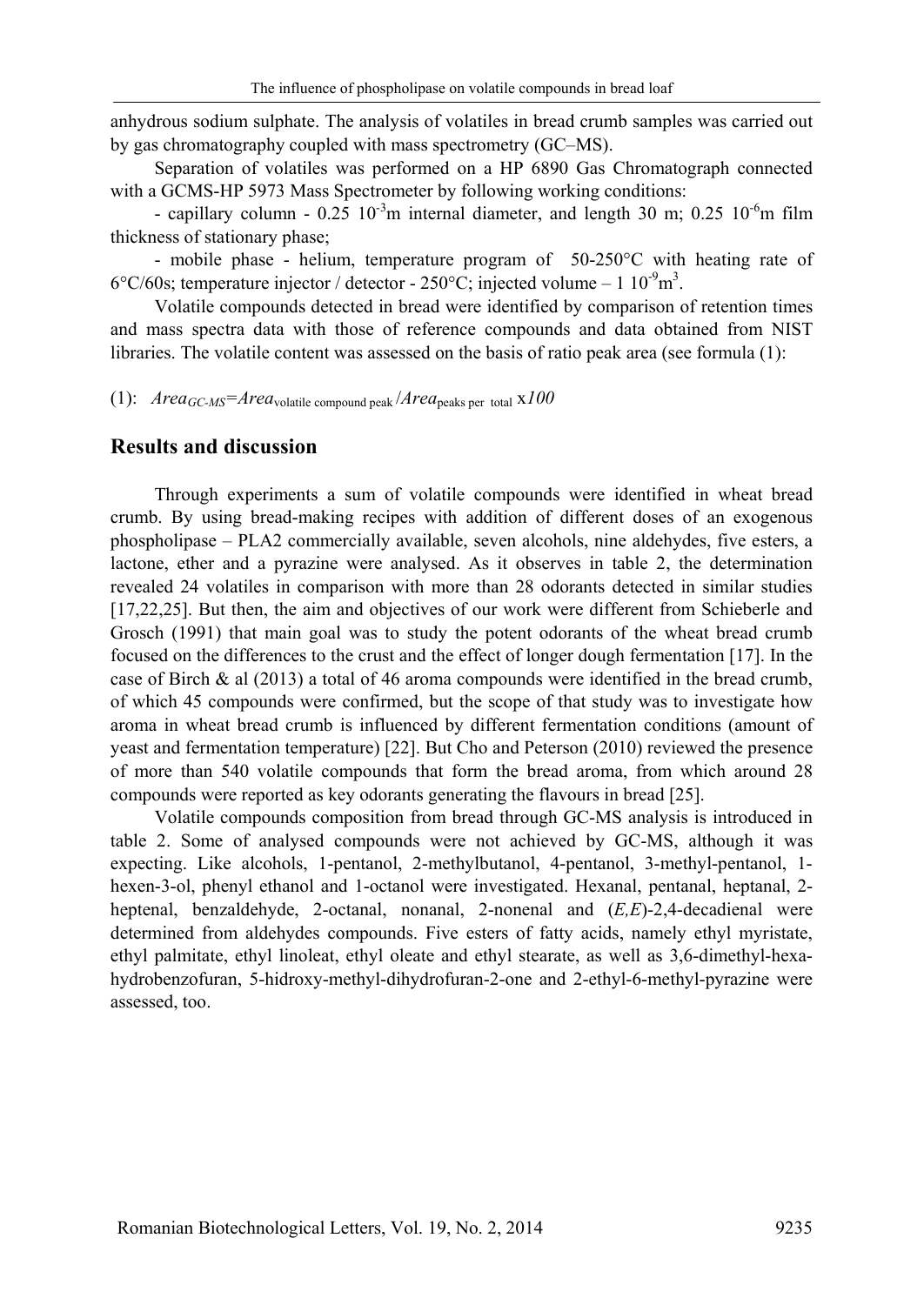anhydrous sodium sulphate. The analysis of volatiles in bread crumb samples was carried out by gas chromatography coupled with mass spectrometry (GC–MS).

Separation of volatiles was performed on a HP 6890 Gas Chromatograph connected with a GCMS-HP 5973 Mass Spectrometer by following working conditions:

- capillary column - 0.25 $10^{-3}$m internal diameter, and length 30 m; 0.25 $10^{-6}$m film thickness of stationary phase;

- mobile phase - helium, temperature program of 50-250°C with heating rate of 6°C/60s; temperature injector / detector - 250°C; injected volume – 1 $10^{-9}$m$^3$.

Volatile compounds detected in bread were identified by comparison of retention times and mass spectra data with those of reference compounds and data obtained from NIST libraries. The volatile content was assessed on the basis of ratio peak area (see formula (1):

(1): $Area_{GC\text{-}MS}=Area_{\text{volatile compound peak}}/Area_{\text{peaks per total}} \times 100$

## Results and discussion

Through experiments a sum of volatile compounds were identified in wheat bread crumb. By using bread-making recipes with addition of different doses of an exogenous phospholipase – PLA2 commercially available, seven alcohols, nine aldehydes, five esters, a lactone, ether and a pyrazine were analysed. As it observes in table 2, the determination revealed 24 volatiles in comparison with more than 28 odorants detected in similar studies [17,22,25]. But then, the aim and objectives of our work were different from Schieberle and Grosch (1991) that main goal was to study the potent odorants of the wheat bread crumb focused on the differences to the crust and the effect of longer dough fermentation [17]. In the case of Birch & al (2013) a total of 46 aroma compounds were identified in the bread crumb, of which 45 compounds were confirmed, but the scope of that study was to investigate how aroma in wheat bread crumb is influenced by different fermentation conditions (amount of yeast and fermentation temperature) [22]. But Cho and Peterson (2010) reviewed the presence of more than 540 volatile compounds that form the bread aroma, from which around 28 compounds were reported as key odorants generating the flavours in bread [25].

Volatile compounds composition from bread through GC-MS analysis is introduced in table 2. Some of analysed compounds were not achieved by GC-MS, although it was expecting. Like alcohols, 1-pentanol, 2-methylbutanol, 4-pentanol, 3-methyl-pentanol, 1-hexen-3-ol, phenyl ethanol and 1-octanol were investigated. Hexanal, pentanal, heptanal, 2-heptenal, benzaldehyde, 2-octanal, nonanal, 2-nonenal and (*E,E*)-2,4-decadienal were determined from aldehydes compounds. Five esters of fatty acids, namely ethyl myristate, ethyl palmitate, ethyl linoleat, ethyl oleate and ethyl stearate, as well as 3,6-dimethyl-hexa-hydrobenzofuran, 5-hidroxy-methyl-dihydrofuran-2-one and 2-ethyl-6-methyl-pyrazine were assessed, too.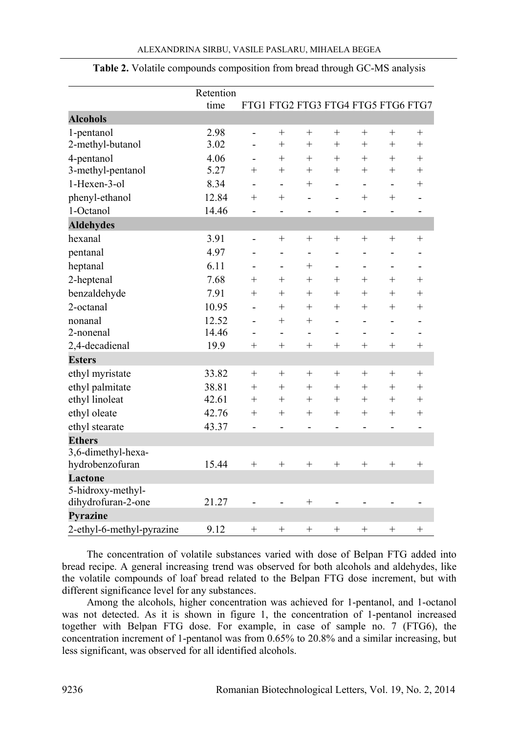**Table 2.** Volatile compounds composition from bread through GC-MS analysis

| | Retention time | FTG1 | FTG2 | FTG3 | FTG4 | FTG5 | FTG6 | FTG7 |
|---|---|---|---|---|---|---|---|---|
| **Alcohols** | | | | | | | | |
| 1-pentanol | 2.98 | - | + | + | + | + | + | + |
| 2-methyl-butanol | 3.02 | - | + | + | + | + | + | + |
| 4-pentanol | 4.06 | - | + | + | + | + | + | + |
| 3-methyl-pentanol | 5.27 | + | + | + | + | + | + | + |
| 1-Hexen-3-ol | 8.34 | - | - | + | - | - | - | + |
| phenyl-ethanol | 12.84 | + | + | - | - | + | + | - |
| 1-Octanol | 14.46 | - | - | - | - | - | - | - |
| **Aldehydes** | | | | | | | | |
| hexanal | 3.91 | - | + | + | + | + | + | + |
| pentanal | 4.97 | - | - | - | - | - | - | - |
| heptanal | 6.11 | - | - | + | - | - | - | - |
| 2-heptenal | 7.68 | + | + | + | + | + | + | + |
| benzaldehyde | 7.91 | + | + | + | + | + | + | + |
| 2-octanal | 10.95 | - | + | + | + | + | + | + |
| nonanal | 12.52 | - | + | + | - | - | - | - |
| 2-nonenal | 14.46 | - | - | - | - | - | - | - |
| 2,4-decadienal | 19.9 | + | + | + | + | + | + | + |
| **Esters** | | | | | | | | |
| ethyl myristate | 33.82 | + | + | + | + | + | + | + |
| ethyl palmitate | 38.81 | + | + | + | + | + | + | + |
| ethyl linoleat | 42.61 | + | + | + | + | + | + | + |
| ethyl oleate | 42.76 | + | + | + | + | + | + | + |
| ethyl stearate | 43.37 | - | - | - | - | - | - | - |
| **Ethers** | | | | | | | | |
| 3,6-dimethyl-hexa-hydrobenzofuran | 15.44 | + | + | + | + | + | + | + |
| **Lactone** | | | | | | | | |
| 5-hidroxy-methyl-dihydrofuran-2-one | 21.27 | - | - | + | - | - | - | - |
| **Pyrazine** | | | | | | | | |
| 2-ethyl-6-methyl-pyrazine | 9.12 | + | + | + | + | + | + | + |

The concentration of volatile substances varied with dose of Belpan FTG added into bread recipe. A general increasing trend was observed for both alcohols and aldehydes, like the volatile compounds of loaf bread related to the Belpan FTG dose increment, but with different significance level for any substances.

Among the alcohols, higher concentration was achieved for 1-pentanol, and 1-octanol was not detected. As it is shown in figure 1, the concentration of 1-pentanol increased together with Belpan FTG dose. For example, in case of sample no. 7 (FTG6), the concentration increment of 1-pentanol was from 0.65% to 20.8% and a similar increasing, but less significant, was observed for all identified alcohols.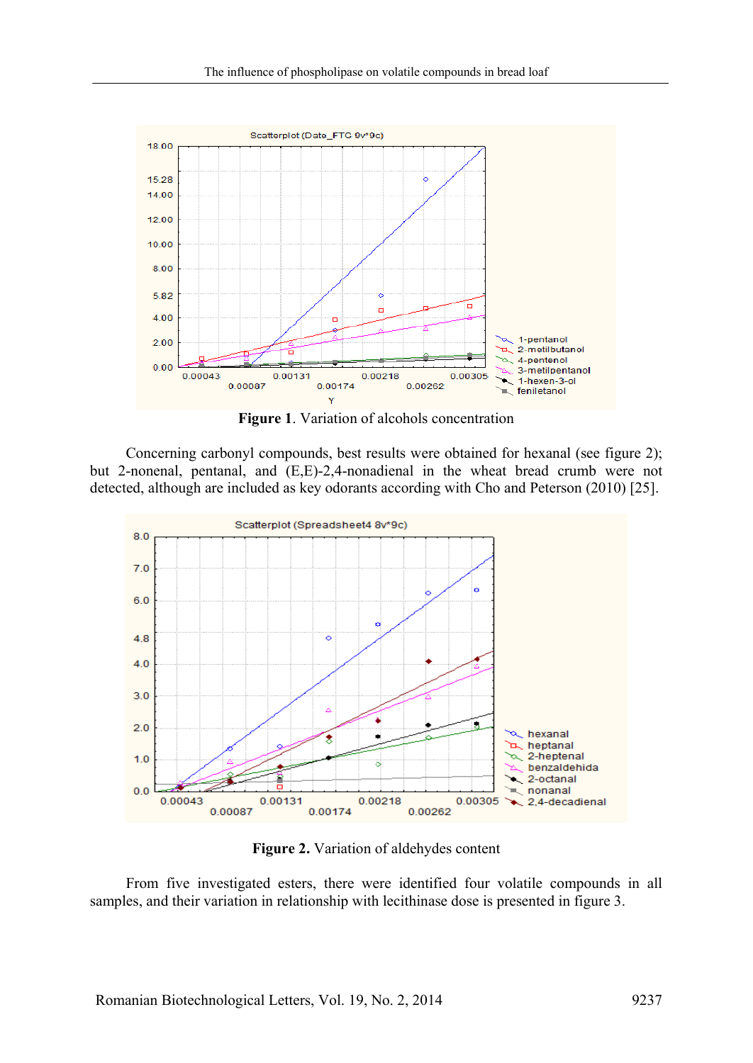Scatterplot (Date_FTC 9v*9c)

18.00
15.28
14.00
12.00
10.00
8.00
5.82
4.00
2.00
0.00

0.00043
0.00087
0.00131
0.00174
0.00218
0.00262
0.00305

Y

1-pentanol
2-metilbutanol
4-pentenol
3-metilpentanol
1-hexen-3-ol
feniletanol

**Figure 1**. Variation of alcohols concentration

Concerning carbonyl compounds, best results were obtained for hexanal (see figure 2); but 2-nonenal, pentanal, and (E,E)-2,4-nonadienal in the wheat bread crumb were not detected, although are included as key odorants according with Cho and Peterson (2010) [25].

Scatterplot (Spreadsheet4 8v*9c)

8.0
7.0
6.0
4.8
4.0
3.0
2.0
1.0
0.0

0.00043
0.00087
0.00131
0.00174
0.00218
0.00262
0.00305

hexanal
heptanal
2-heptenal
benzaldehida
2-octanal
nonanal
2,4-decadienal

**Figure 2.** Variation of aldehydes content

From five investigated esters, there were identified four volatile compounds in all samples, and their variation in relationship with lecithinase dose is presented in figure 3.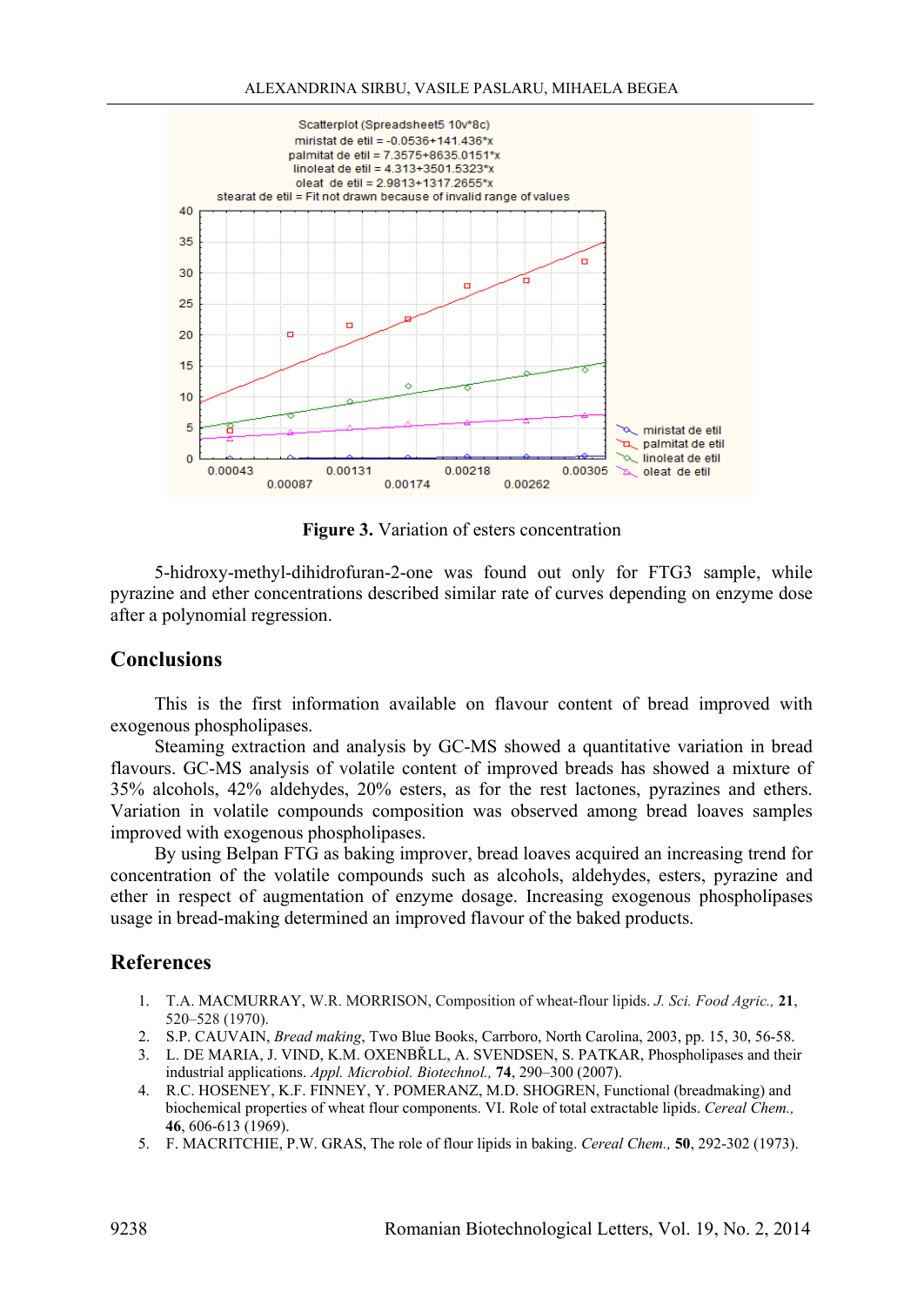Scatterplot (Spreadsheet5 10v*8c)
miristat de etil = -0.0536+141.436*x
palmitat de etil = 7.3575+8635.0151*x
linoleat de etil = 4.313+3501.5323*x
oleat de etil = 2.9813+1317.2655*x
stearat de etil = Fit not drawn because of invalid range of values

40
35
30
25
20
15
10
5
0

0.00043
0.00087
0.00131
0.00174
0.00218
0.00262
0.00305

miristat de etil
palmitat de etil
linoleat de etil
oleat de etil

**Figure 3.** Variation of esters concentration

5-hidroxy-methyl-dihidrofuran-2-one was found out only for FTG3 sample, while pyrazine and ether concentrations described similar rate of curves depending on enzyme dose after a polynomial regression.

## Conclusions

This is the first information available on flavour content of bread improved with exogenous phospholipases.

Steaming extraction and analysis by GC-MS showed a quantitative variation in bread flavours. GC-MS analysis of volatile content of improved breads has showed a mixture of 35% alcohols, 42% aldehydes, 20% esters, as for the rest lactones, pyrazines and ethers. Variation in volatile compounds composition was observed among bread loaves samples improved with exogenous phospholipases.

By using Belpan FTG as baking improver, bread loaves acquired an increasing trend for concentration of the volatile compounds such as alcohols, aldehydes, esters, pyrazine and ether in respect of augmentation of enzyme dosage. Increasing exogenous phospholipases usage in bread-making determined an improved flavour of the baked products.

## References

1. T.A. MACMURRAY, W.R. MORRISON, Composition of wheat-flour lipids. *J. Sci. Food Agric.,* **21**, 520–528 (1970).
2. S.P. CAUVAIN, *Bread making*, Two Blue Books, Carrboro, North Carolina, 2003, pp. 15, 30, 56-58.
3. L. DE MARIA, J. VIND, K.M. OXENBŘLL, A. SVENDSEN, S. PATKAR, Phospholipases and their industrial applications. *Appl. Microbiol. Biotechnol.,* **74**, 290–300 (2007).
4. R.C. HOSENEY, K.F. FINNEY, Y. POMERANZ, M.D. SHOGREN, Functional (breadmaking) and biochemical properties of wheat flour components. VI. Role of total extractable lipids. *Cereal Chem.,* **46**, 606-613 (1969).
5. F. MACRITCHIE, P.W. GRAS, The role of flour lipids in baking. *Cereal Chem.,* **50**, 292-302 (1973).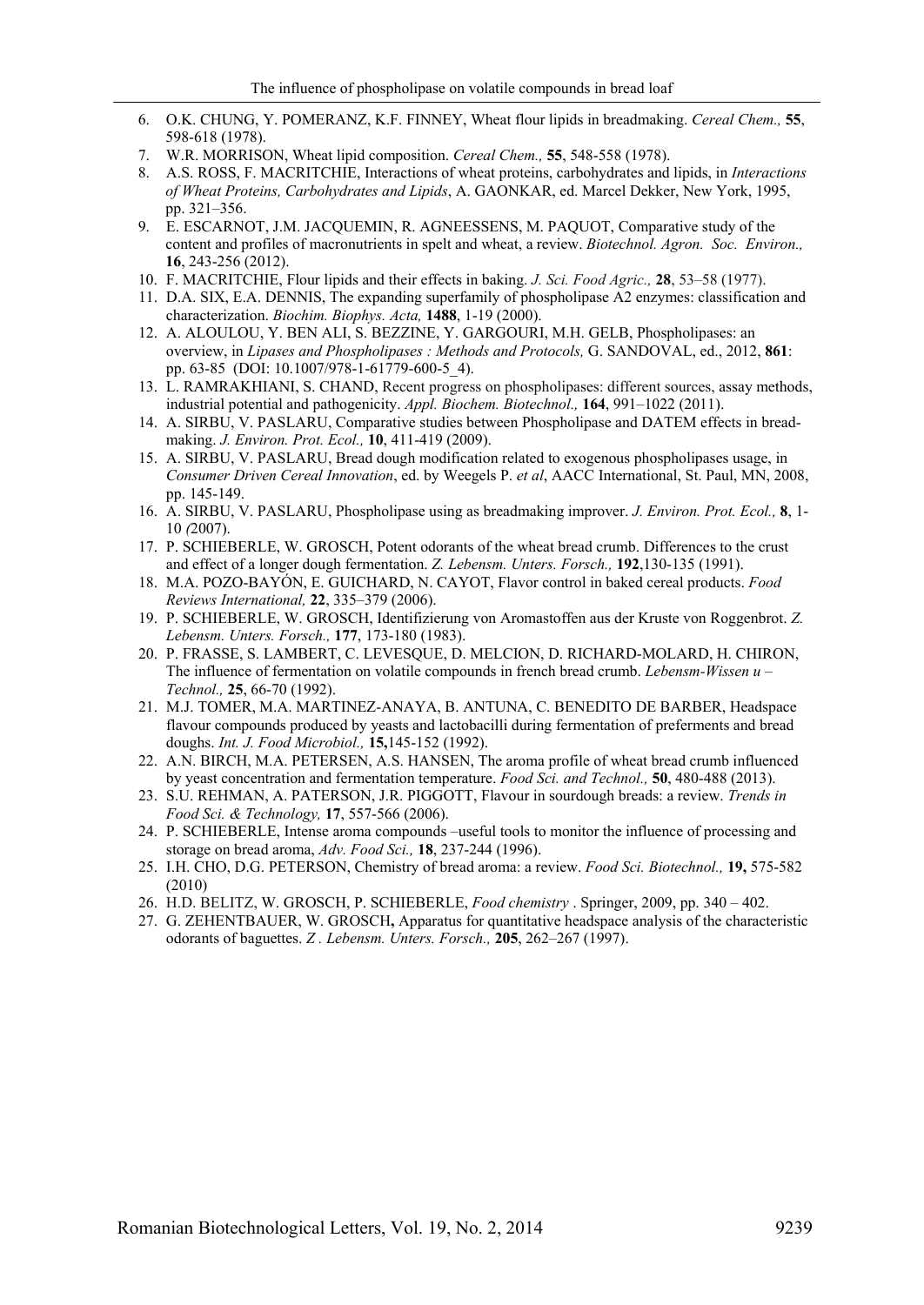6. O.K. CHUNG, Y. POMERANZ, K.F. FINNEY, Wheat flour lipids in breadmaking. *Cereal Chem.,* **55**, 598-618 (1978).
7. W.R. MORRISON, Wheat lipid composition. *Cereal Chem.,* **55**, 548-558 (1978).
8. A.S. ROSS, F. MACRITCHIE, Interactions of wheat proteins, carbohydrates and lipids, in *Interactions of Wheat Proteins, Carbohydrates and Lipids*, A. GAONKAR, ed. Marcel Dekker, New York, 1995, pp. 321–356.
9. E. ESCARNOT, J.M. JACQUEMIN, R. AGNEESSENS, M. PAQUOT, Comparative study of the content and profiles of macronutrients in spelt and wheat, a review. *Biotechnol. Agron. Soc. Environ.,* **16**, 243-256 (2012).
10. F. MACRITCHIE, Flour lipids and their effects in baking. *J. Sci. Food Agric.,* **28**, 53–58 (1977).
11. D.A. SIX, E.A. DENNIS, The expanding superfamily of phospholipase A2 enzymes: classification and characterization. *Biochim. Biophys. Acta,* **1488**, 1-19 (2000).
12. A. ALOULOU, Y. BEN ALI, S. BEZZINE, Y. GARGOURI, M.H. GELB, Phospholipases: an overview, in *Lipases and Phospholipases : Methods and Protocols,* G. SANDOVAL, ed., 2012, **861**: pp. 63-85 (DOI: 10.1007/978-1-61779-600-5_4).
13. L. RAMRAKHIANI, S. CHAND, Recent progress on phospholipases: different sources, assay methods, industrial potential and pathogenicity. *Appl. Biochem. Biotechnol.,* **164**, 991–1022 (2011).
14. A. SIRBU, V. PASLARU, Comparative studies between Phospholipase and DATEM effects in breadmaking. *J. Environ. Prot. Ecol.,* **10**, 411-419 (2009).
15. A. SIRBU, V. PASLARU, Bread dough modification related to exogenous phospholipases usage, in *Consumer Driven Cereal Innovation*, ed. by Weegels P. *et al*, AACC International, St. Paul, MN, 2008, pp. 145-149.
16. A. SIRBU, V. PASLARU, Phospholipase using as breadmaking improver. *J. Environ. Prot. Ecol.,* **8**, 1-10 *(*2007).
17. P. SCHIEBERLE, W. GROSCH, Potent odorants of the wheat bread crumb. Differences to the crust and effect of a longer dough fermentation. *Z. Lebensm. Unters. Forsch.,* **192**,130-135 (1991).
18. M.A. POZO-BAYÓN, E. GUICHARD, N. CAYOT, Flavor control in baked cereal products. *Food Reviews International,* **22**, 335–379 (2006).
19. P. SCHIEBERLE, W. GROSCH, Identifizierung von Aromastoffen aus der Kruste von Roggenbrot. *Z. Lebensm. Unters. Forsch.,* **177**, 173-180 (1983).
20. P. FRASSE, S. LAMBERT, C. LEVESQUE, D. MELCION, D. RICHARD-MOLARD, H. CHIRON, The influence of fermentation on volatile compounds in french bread crumb. *Lebensm-Wissen u – Technol.,* **25**, 66-70 (1992).
21. M.J. TOMER, M.A. MARTINEZ-ANAYA, B. ANTUNA, C. BENEDITO DE BARBER, Headspace flavour compounds produced by yeasts and lactobacilli during fermentation of preferments and bread doughs. *Int. J. Food Microbiol.,* **15,**145-152 (1992).
22. A.N. BIRCH, M.A. PETERSEN, A.S. HANSEN, The aroma profile of wheat bread crumb influenced by yeast concentration and fermentation temperature. *Food Sci. and Technol.,* **50**, 480-488 (2013).
23. S.U. REHMAN, A. PATERSON, J.R. PIGGOTT, Flavour in sourdough breads: a review. *Trends in Food Sci. & Technology,* **17**, 557-566 (2006).
24. P. SCHIEBERLE, Intense aroma compounds –useful tools to monitor the influence of processing and storage on bread aroma, *Adv. Food Sci.,* **18**, 237-244 (1996).
25. I.H. CHO, D.G. PETERSON, Chemistry of bread aroma: a review. *Food Sci. Biotechnol.,* **19,** 575-582 (2010)
26. H.D. BELITZ, W. GROSCH, P. SCHIEBERLE, *Food chemistry* . Springer, 2009, pp. 340 – 402.
27. G. ZEHENTBAUER, W. GROSCH**,** Apparatus for quantitative headspace analysis of the characteristic odorants of baguettes. *Z . Lebensm. Unters. Forsch.,* **205**, 262–267 (1997).